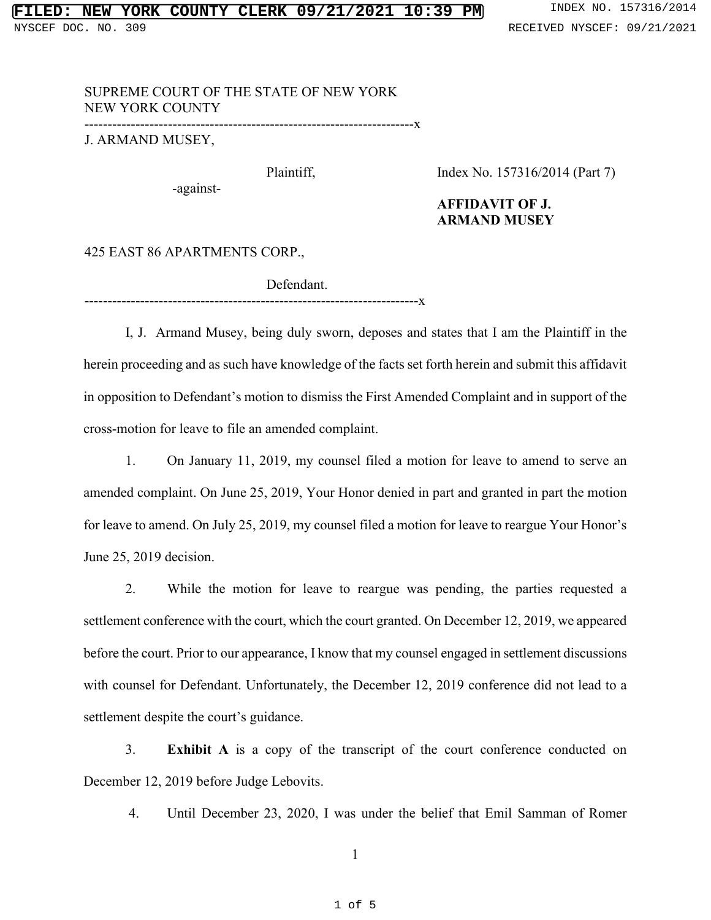SUPREME COURT OF THE STATE OF NEW YORK
NEW YORK COUNTY

---------------------------------------------------------------------x

J. ARMAND MUSEY,

Plaintiff,

-against-

425 EAST 86 APARTMENTS CORP.,

Defendant.

---------------------------------------------------------------------x

Index No. 157316/2014 (Part 7)

**AFFIDAVIT OF J. ARMAND MUSEY**

I, J. Armand Musey, being duly sworn, deposes and states that I am the Plaintiff in the herein proceeding and as such have knowledge of the facts set forth herein and submit this affidavit in opposition to Defendant's motion to dismiss the First Amended Complaint and in support of the cross-motion for leave to file an amended complaint.

1. On January 11, 2019, my counsel filed a motion for leave to amend to serve an amended complaint. On June 25, 2019, Your Honor denied in part and granted in part the motion for leave to amend. On July 25, 2019, my counsel filed a motion for leave to reargue Your Honor's June 25, 2019 decision.

2. While the motion for leave to reargue was pending, the parties requested a settlement conference with the court, which the court granted. On December 12, 2019, we appeared before the court. Prior to our appearance, I know that my counsel engaged in settlement discussions with counsel for Defendant. Unfortunately, the December 12, 2019 conference did not lead to a settlement despite the court's guidance.

3. **Exhibit A** is a copy of the transcript of the court conference conducted on December 12, 2019 before Judge Lebovits.

4. Until December 23, 2020, I was under the belief that Emil Samman of Romer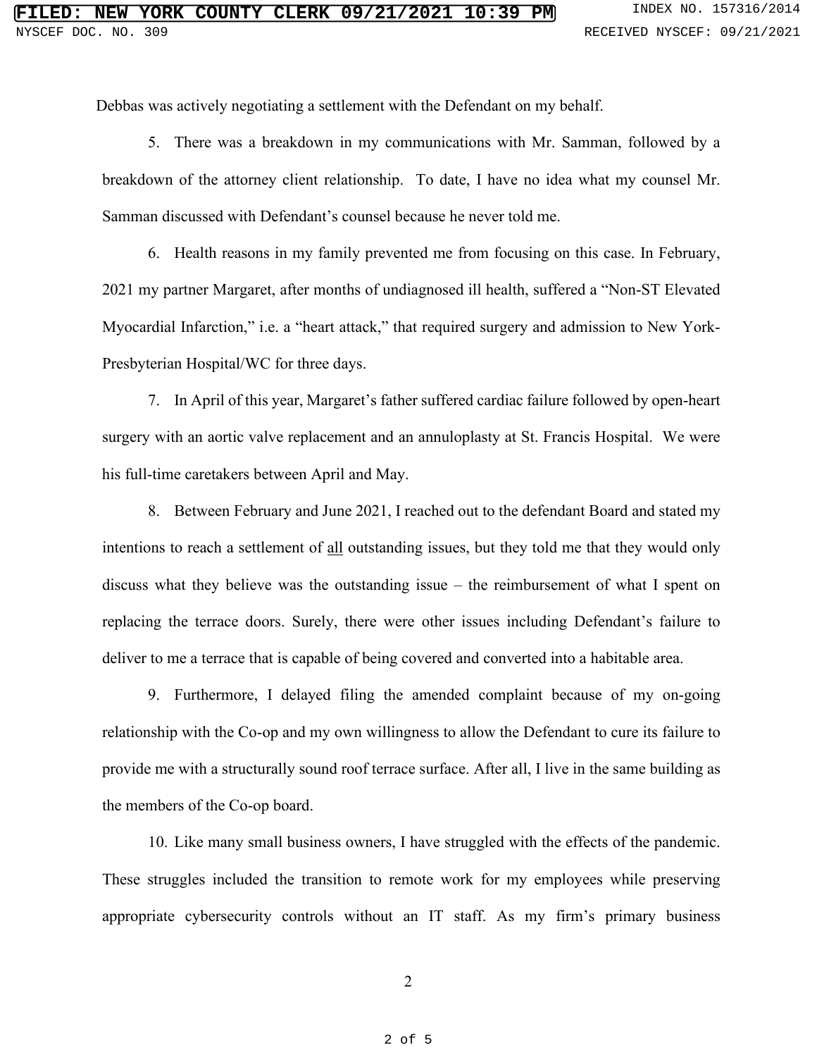Debbas was actively negotiating a settlement with the Defendant on my behalf.

5. There was a breakdown in my communications with Mr. Samman, followed by a breakdown of the attorney client relationship. To date, I have no idea what my counsel Mr. Samman discussed with Defendant's counsel because he never told me.

6. Health reasons in my family prevented me from focusing on this case. In February, 2021 my partner Margaret, after months of undiagnosed ill health, suffered a "Non-ST Elevated Myocardial Infarction," i.e. a "heart attack," that required surgery and admission to New York-Presbyterian Hospital/WC for three days.

7. In April of this year, Margaret's father suffered cardiac failure followed by open-heart surgery with an aortic valve replacement and an annuloplasty at St. Francis Hospital. We were his full-time caretakers between April and May.

8. Between February and June 2021, I reached out to the defendant Board and stated my intentions to reach a settlement of <u>all</u> outstanding issues, but they told me that they would only discuss what they believe was the outstanding issue – the reimbursement of what I spent on replacing the terrace doors. Surely, there were other issues including Defendant's failure to deliver to me a terrace that is capable of being covered and converted into a habitable area.

9. Furthermore, I delayed filing the amended complaint because of my on-going relationship with the Co-op and my own willingness to allow the Defendant to cure its failure to provide me with a structurally sound roof terrace surface. After all, I live in the same building as the members of the Co-op board.

10. Like many small business owners, I have struggled with the effects of the pandemic. These struggles included the transition to remote work for my employees while preserving appropriate cybersecurity controls without an IT staff. As my firm's primary business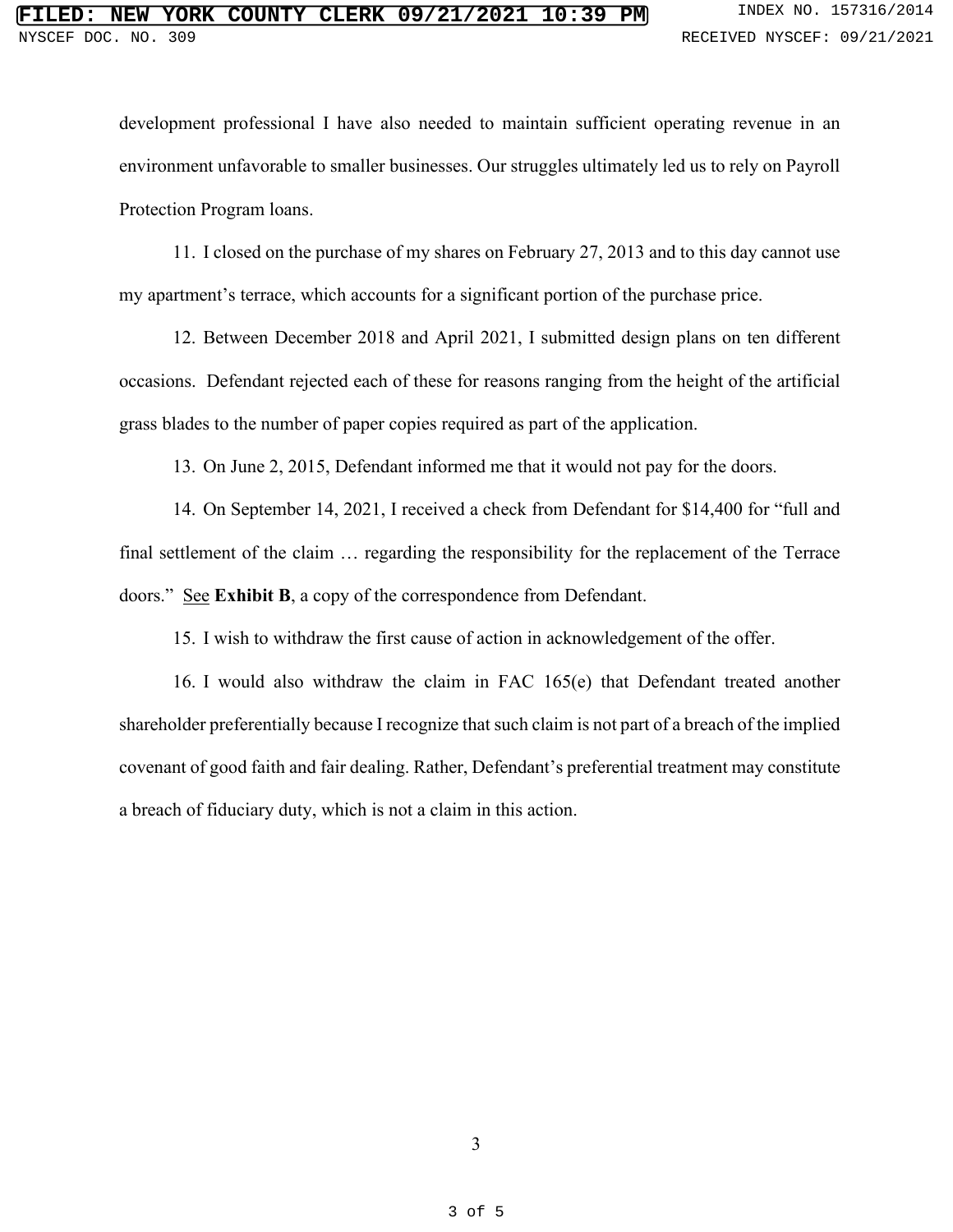development professional I have also needed to maintain sufficient operating revenue in an environment unfavorable to smaller businesses. Our struggles ultimately led us to rely on Payroll Protection Program loans.

11. I closed on the purchase of my shares on February 27, 2013 and to this day cannot use my apartment's terrace, which accounts for a significant portion of the purchase price.

12. Between December 2018 and April 2021, I submitted design plans on ten different occasions. Defendant rejected each of these for reasons ranging from the height of the artificial grass blades to the number of paper copies required as part of the application.

13. On June 2, 2015, Defendant informed me that it would not pay for the doors.

14. On September 14, 2021, I received a check from Defendant for $14,400 for "full and final settlement of the claim … regarding the responsibility for the replacement of the Terrace doors." See **Exhibit B**, a copy of the correspondence from Defendant.

15. I wish to withdraw the first cause of action in acknowledgement of the offer.

16. I would also withdraw the claim in FAC 165(e) that Defendant treated another shareholder preferentially because I recognize that such claim is not part of a breach of the implied covenant of good faith and fair dealing. Rather, Defendant's preferential treatment may constitute a breach of fiduciary duty, which is not a claim in this action.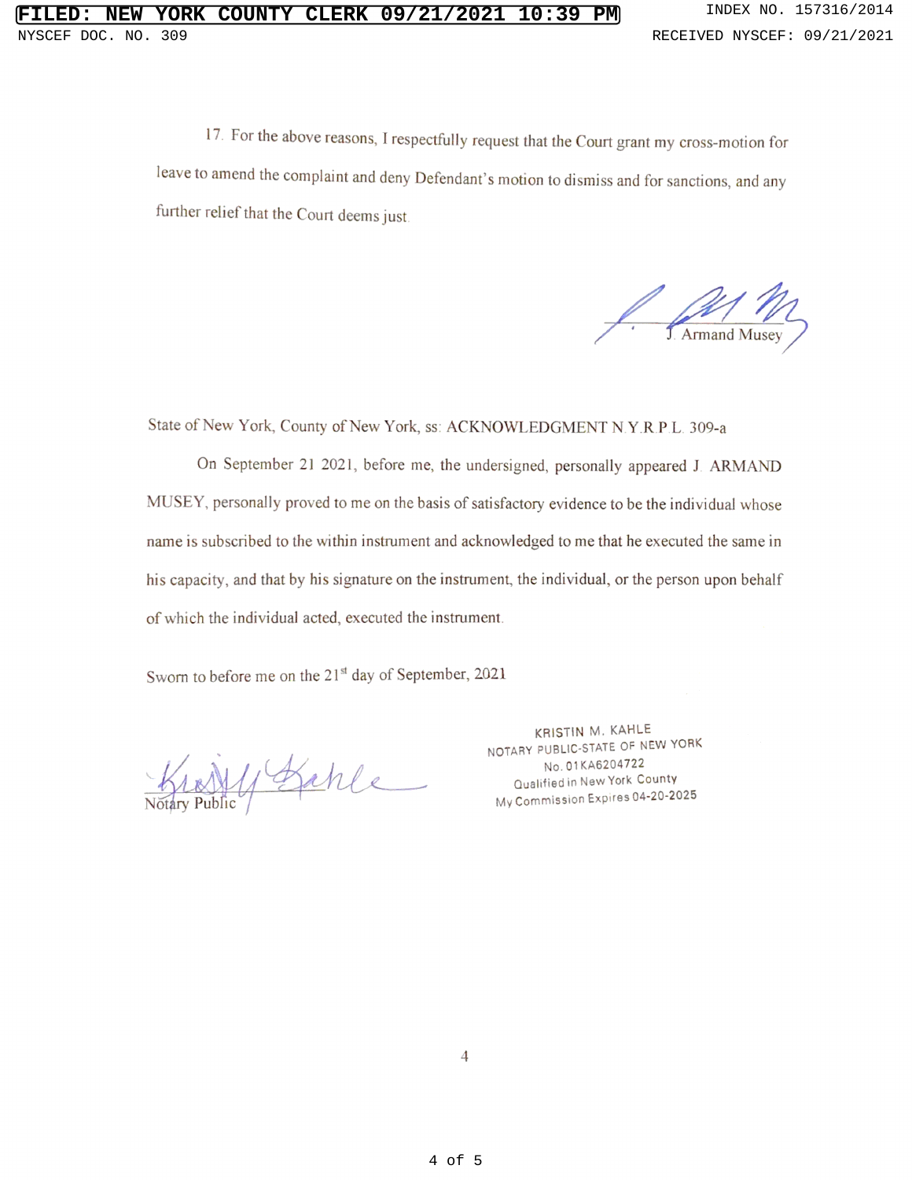17. For the above reasons, I respectfully request that the Court grant my cross-motion for leave to amend the complaint and deny Defendant's motion to dismiss and for sanctions, and any further relief that the Court deems just.

J. Armand Musey

State of New York, County of New York, ss: ACKNOWLEDGMENT N.Y.R.P.L. 309-a

On September 21 2021, before me, the undersigned, personally appeared J. ARMAND MUSEY, personally proved to me on the basis of satisfactory evidence to be the individual whose name is subscribed to the within instrument and acknowledged to me that he executed the same in his capacity, and that by his signature on the instrument, the individual, or the person upon behalf of which the individual acted, executed the instrument.

Sworn to before me on the 21st day of September, 2021

Notary Public

KRISTIN M. KAHLE
NOTARY PUBLIC-STATE OF NEW YORK
No. 01KA6204722
Qualified in New York County
My Commission Expires 04-20-2025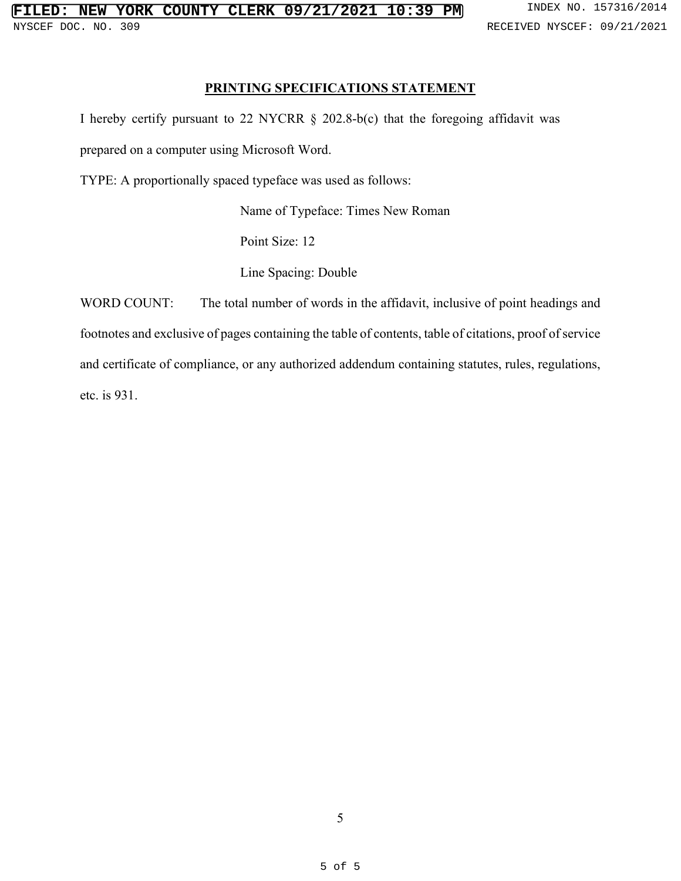**PRINTING SPECIFICATIONS STATEMENT**

I hereby certify pursuant to 22 NYCRR § 202.8-b(c) that the foregoing affidavit was prepared on a computer using Microsoft Word.

TYPE: A proportionally spaced typeface was used as follows:

Name of Typeface: Times New Roman

Point Size: 12

Line Spacing: Double

WORD COUNT: The total number of words in the affidavit, inclusive of point headings and footnotes and exclusive of pages containing the table of contents, table of citations, proof of service and certificate of compliance, or any authorized addendum containing statutes, rules, regulations, etc. is 931.